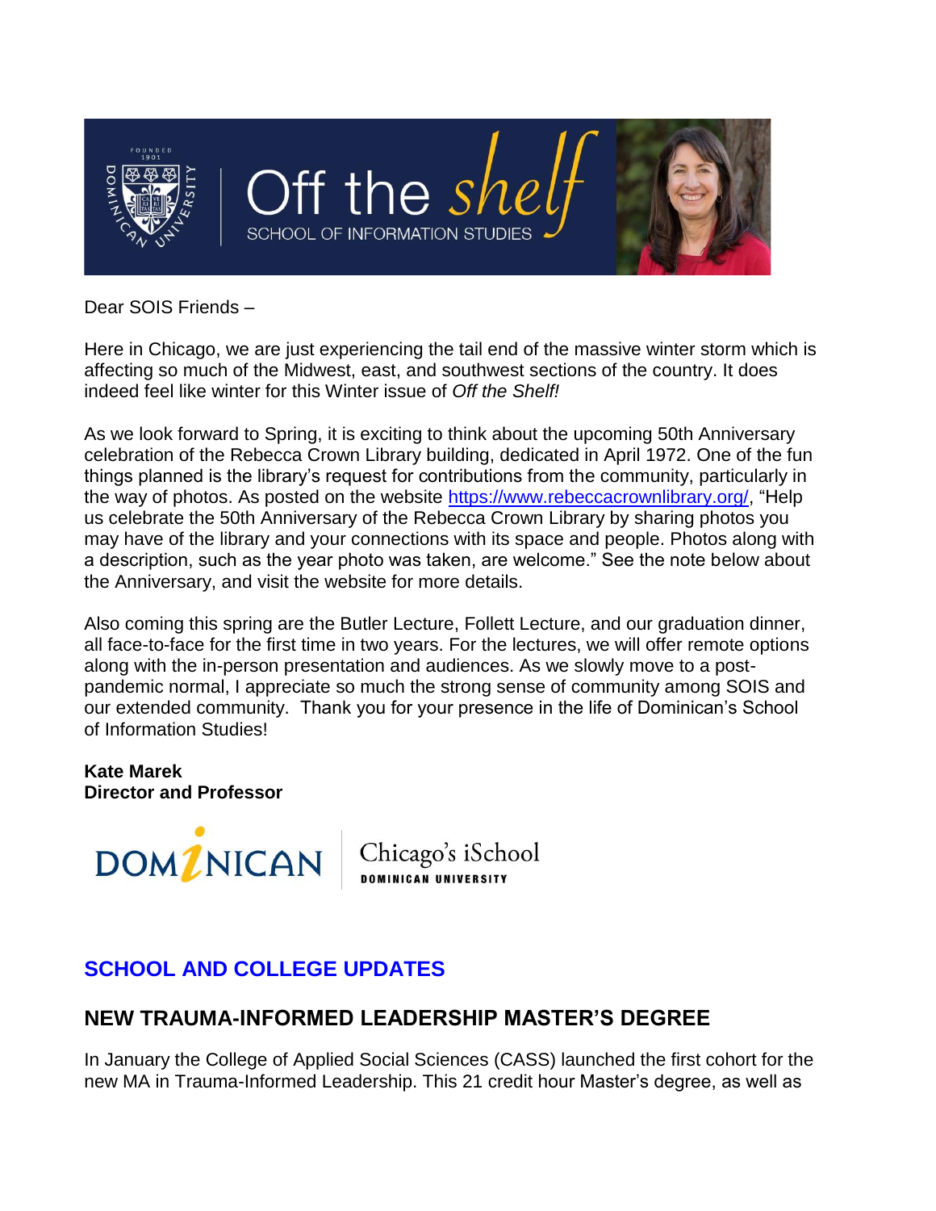Off the *shelf*
SCHOOL OF INFORMATION STUDIES

Dear SOIS Friends –

Here in Chicago, we are just experiencing the tail end of the massive winter storm which is affecting so much of the Midwest, east, and southwest sections of the country. It does indeed feel like winter for this Winter issue of *Off the Shelf!*

As we look forward to Spring, it is exciting to think about the upcoming 50th Anniversary celebration of the Rebecca Crown Library building, dedicated in April 1972. One of the fun things planned is the library's request for contributions from the community, particularly in the way of photos. As posted on the website https://www.rebeccacrownlibrary.org/, "Help us celebrate the 50th Anniversary of the Rebecca Crown Library by sharing photos you may have of the library and your connections with its space and people. Photos along with a description, such as the year photo was taken, are welcome." See the note below about the Anniversary, and visit the website for more details.

Also coming this spring are the Butler Lecture, Follett Lecture, and our graduation dinner, all face-to-face for the first time in two years. For the lectures, we will offer remote options along with the in-person presentation and audiences. As we slowly move to a post-pandemic normal, I appreciate so much the strong sense of community among SOIS and our extended community. Thank you for your presence in the life of Dominican's School of Information Studies!

**Kate Marek**
**Director and Professor**

DOMINICAN | Chicago's iSchool DOMINICAN UNIVERSITY

## SCHOOL AND COLLEGE UPDATES

## NEW TRAUMA-INFORMED LEADERSHIP MASTER'S DEGREE

In January the College of Applied Social Sciences (CASS) launched the first cohort for the new MA in Trauma-Informed Leadership. This 21 credit hour Master's degree, as well as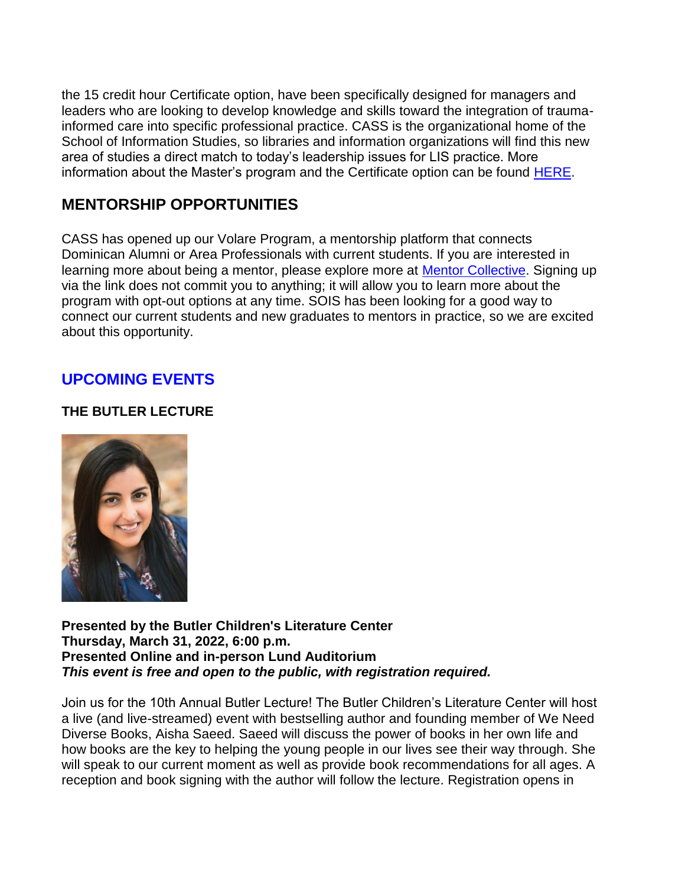the 15 credit hour Certificate option, have been specifically designed for managers and leaders who are looking to develop knowledge and skills toward the integration of trauma-informed care into specific professional practice. CASS is the organizational home of the School of Information Studies, so libraries and information organizations will find this new area of studies a direct match to today's leadership issues for LIS practice. More information about the Master's program and the Certificate option can be found HERE.

## MENTORSHIP OPPORTUNITIES

CASS has opened up our Volare Program, a mentorship platform that connects Dominican Alumni or Area Professionals with current students. If you are interested in learning more about being a mentor, please explore more at Mentor Collective. Signing up via the link does not commit you to anything; it will allow you to learn more about the program with opt-out options at any time. SOIS has been looking for a good way to connect our current students and new graduates to mentors in practice, so we are excited about this opportunity.

## UPCOMING EVENTS

### THE BUTLER LECTURE

**Presented by the Butler Children's Literature Center**
**Thursday, March 31, 2022, 6:00 p.m.**
**Presented Online and in-person Lund Auditorium**
***This event is free and open to the public, with registration required.***

Join us for the 10th Annual Butler Lecture! The Butler Children's Literature Center will host a live (and live-streamed) event with bestselling author and founding member of We Need Diverse Books, Aisha Saeed. Saeed will discuss the power of books in her own life and how books are the key to helping the young people in our lives see their way through. She will speak to our current moment as well as provide book recommendations for all ages. A reception and book signing with the author will follow the lecture. Registration opens in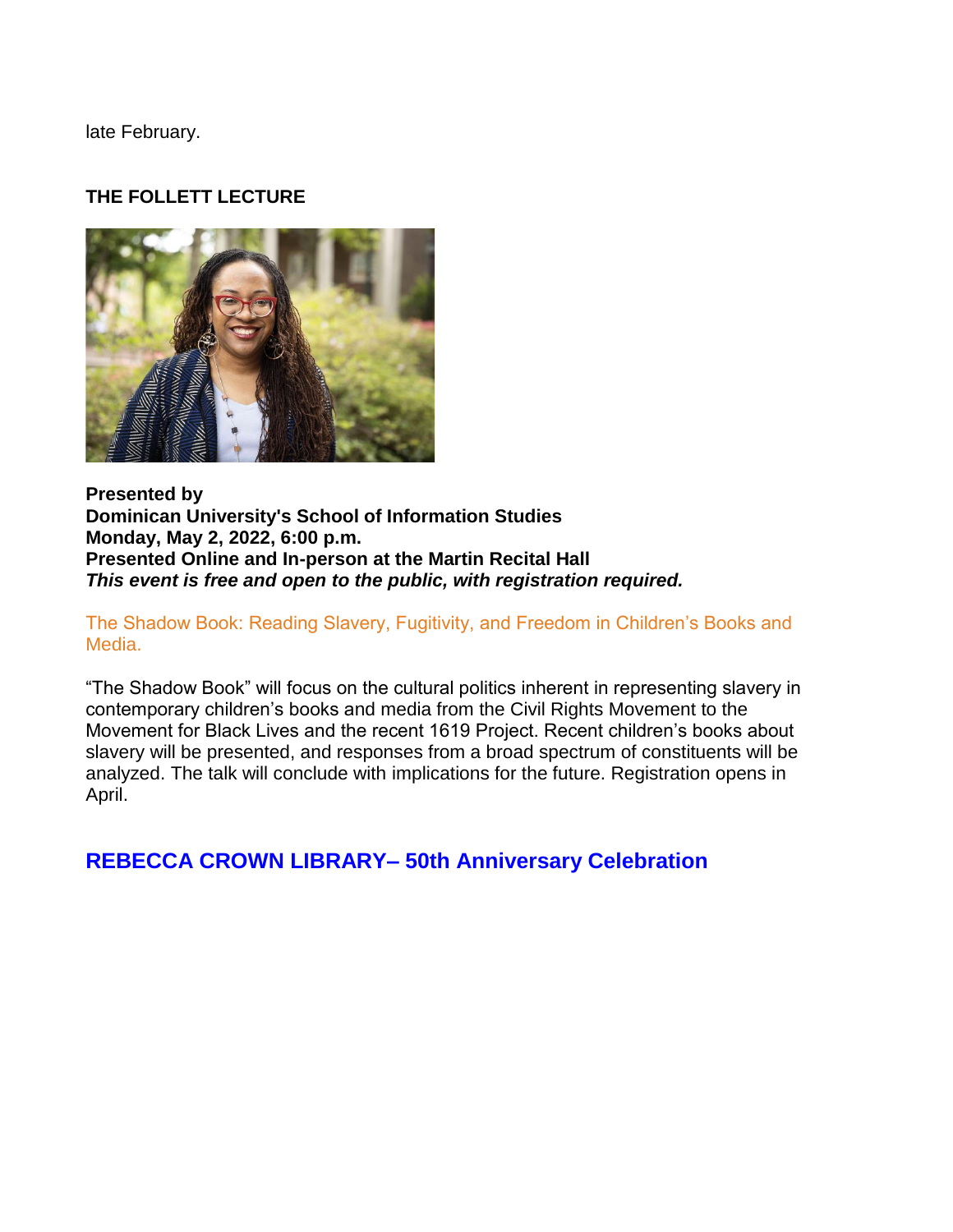late February.

**THE FOLLETT LECTURE**

**Presented by**
**Dominican University's School of Information Studies**
**Monday, May 2, 2022, 6:00 p.m.**
**Presented Online and In-person at the Martin Recital Hall**
***This event is free and open to the public, with registration required.***

The Shadow Book: Reading Slavery, Fugitivity, and Freedom in Children's Books and Media.

"The Shadow Book" will focus on the cultural politics inherent in representing slavery in contemporary children's books and media from the Civil Rights Movement to the Movement for Black Lives and the recent 1619 Project. Recent children's books about slavery will be presented, and responses from a broad spectrum of constituents will be analyzed. The talk will conclude with implications for the future. Registration opens in April.

## REBECCA CROWN LIBRARY– 50th Anniversary Celebration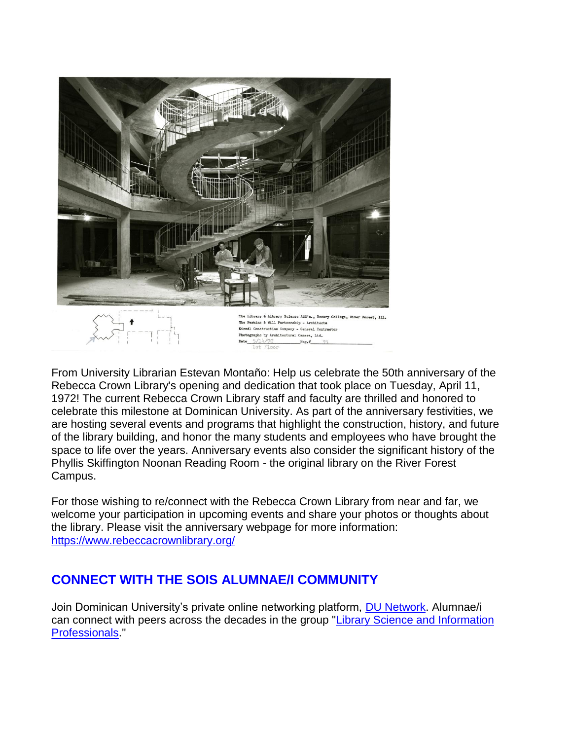From University Librarian Estevan Montaño: Help us celebrate the 50th anniversary of the Rebecca Crown Library's opening and dedication that took place on Tuesday, April 11, 1972! The current Rebecca Crown Library staff and faculty are thrilled and honored to celebrate this milestone at Dominican University. As part of the anniversary festivities, we are hosting several events and programs that highlight the construction, history, and future of the library building, and honor the many students and employees who have brought the space to life over the years. Anniversary events also consider the significant history of the Phyllis Skiffington Noonan Reading Room - the original library on the River Forest Campus.

For those wishing to re/connect with the Rebecca Crown Library from near and far, we welcome your participation in upcoming events and share your photos or thoughts about the library. Please visit the anniversary webpage for more information: [https://www.rebeccacrownlibrary.org/](https://www.rebeccacrownlibrary.org/)

## CONNECT WITH THE SOIS ALUMNAE/I COMMUNITY

Join Dominican University's private online networking platform, [DU Network](). Alumnae/i can connect with peers across the decades in the group "[Library Science and Information Professionals]()."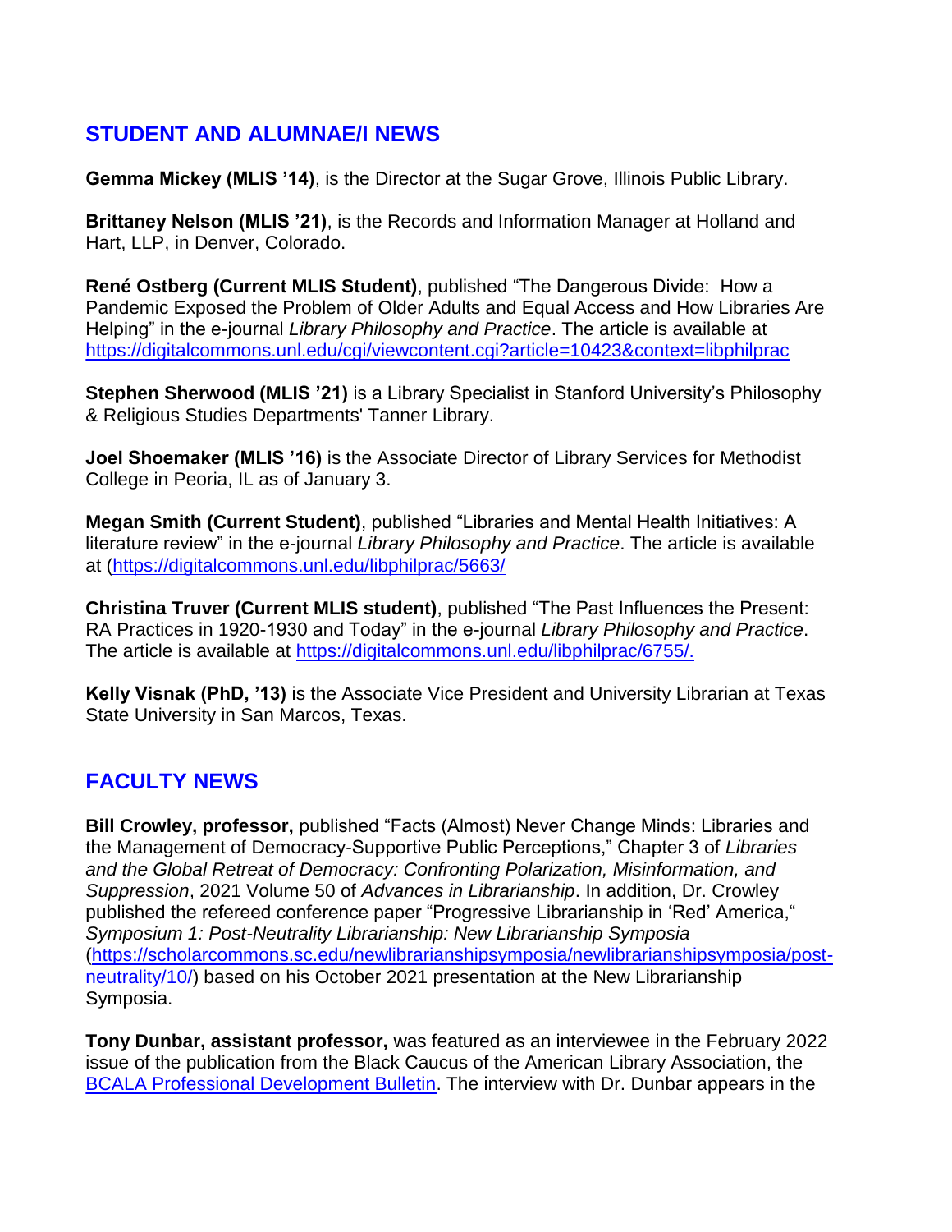## STUDENT AND ALUMNAE/I NEWS

**Gemma Mickey (MLIS '14)**, is the Director at the Sugar Grove, Illinois Public Library.

**Brittaney Nelson (MLIS '21)**, is the Records and Information Manager at Holland and Hart, LLP, in Denver, Colorado.

**René Ostberg (Current MLIS Student)**, published "The Dangerous Divide: How a Pandemic Exposed the Problem of Older Adults and Equal Access and How Libraries Are Helping" in the e-journal *Library Philosophy and Practice*. The article is available at https://digitalcommons.unl.edu/cgi/viewcontent.cgi?article=10423&context=libphilprac

**Stephen Sherwood (MLIS '21)** is a Library Specialist in Stanford University's Philosophy & Religious Studies Departments' Tanner Library.

**Joel Shoemaker (MLIS '16)** is the Associate Director of Library Services for Methodist College in Peoria, IL as of January 3.

**Megan Smith (Current Student)**, published "Libraries and Mental Health Initiatives: A literature review" in the e-journal *Library Philosophy and Practice*. The article is available at (https://digitalcommons.unl.edu/libphilprac/5663/

**Christina Truver (Current MLIS student)**, published "The Past Influences the Present: RA Practices in 1920-1930 and Today" in the e-journal *Library Philosophy and Practice*. The article is available at https://digitalcommons.unl.edu/libphilprac/6755/.

**Kelly Visnak (PhD, '13)** is the Associate Vice President and University Librarian at Texas State University in San Marcos, Texas.

## FACULTY NEWS

**Bill Crowley, professor,** published "Facts (Almost) Never Change Minds: Libraries and the Management of Democracy-Supportive Public Perceptions," Chapter 3 of *Libraries and the Global Retreat of Democracy: Confronting Polarization, Misinformation, and Suppression*, 2021 Volume 50 of *Advances in Librarianship*. In addition, Dr. Crowley published the refereed conference paper "Progressive Librarianship in 'Red' America," *Symposium 1: Post-Neutrality Librarianship: New Librarianship Symposia* (https://scholarcommons.sc.edu/newlibrarianshipsymposia/newlibrarianshipsymposia/post-neutrality/10/) based on his October 2021 presentation at the New Librarianship Symposia.

**Tony Dunbar, assistant professor,** was featured as an interviewee in the February 2022 issue of the publication from the Black Caucus of the American Library Association, the BCALA Professional Development Bulletin. The interview with Dr. Dunbar appears in the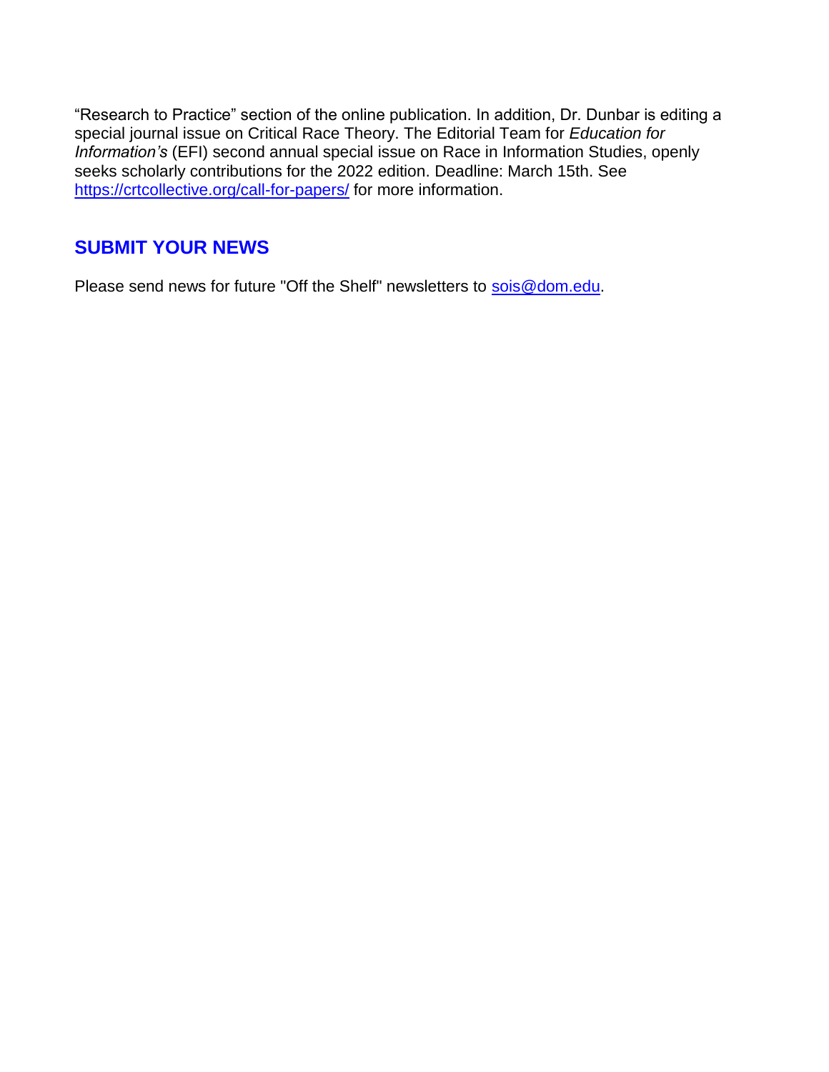"Research to Practice" section of the online publication. In addition, Dr. Dunbar is editing a special journal issue on Critical Race Theory. The Editorial Team for *Education for Information's* (EFI) second annual special issue on Race in Information Studies, openly seeks scholarly contributions for the 2022 edition. Deadline: March 15th. See [https://crtcollective.org/call-for-papers/](https://crtcollective.org/call-for-papers/) for more information.

## SUBMIT YOUR NEWS

Please send news for future "Off the Shelf" newsletters to [sois@dom.edu](mailto:sois@dom.edu).